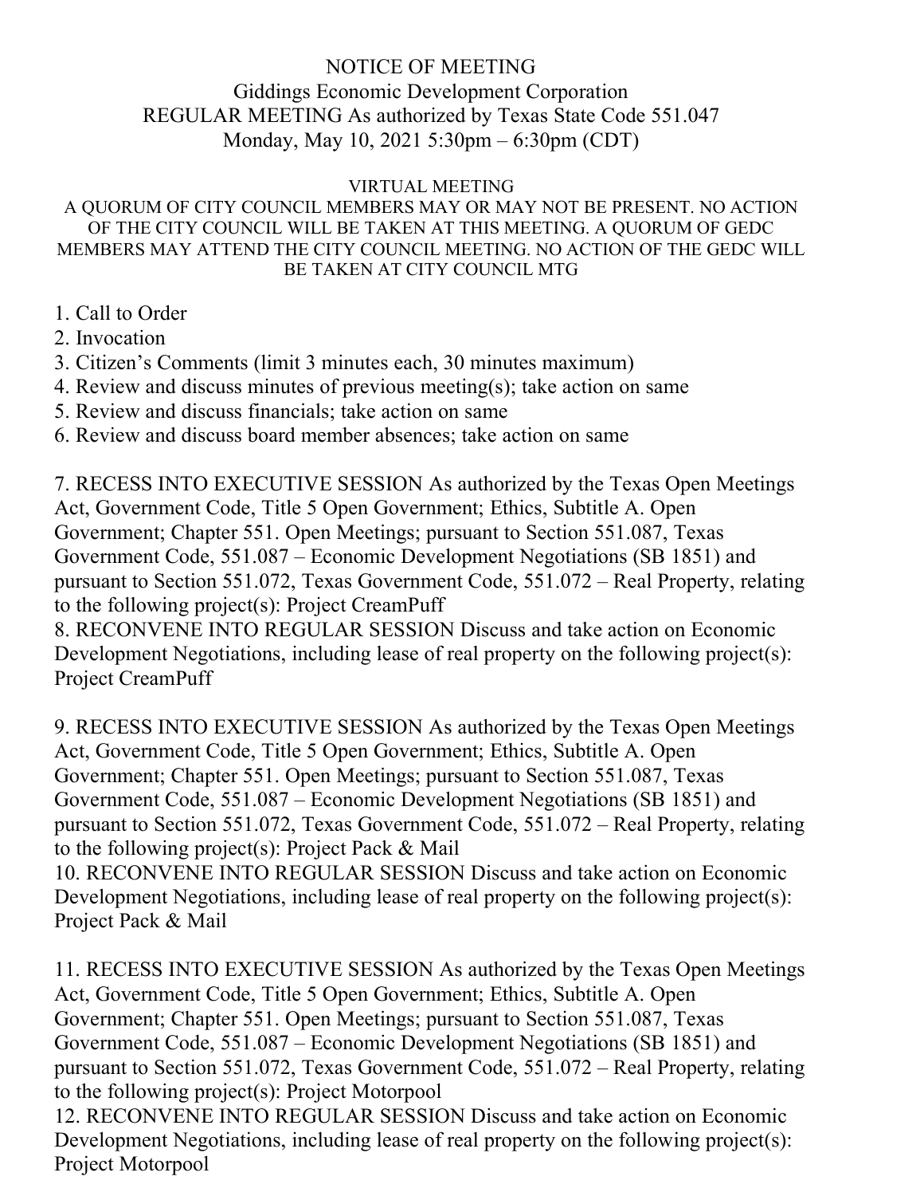# NOTICE OF MEETING

## Giddings Economic Development Corporation

## REGULAR MEETING As authorized by Texas State Code 551.047

## Monday, May 10, 2021 5:30pm – 6:30pm (CDT)

VIRTUAL MEETING

A QUORUM OF CITY COUNCIL MEMBERS MAY OR MAY NOT BE PRESENT. NO ACTION OF THE CITY COUNCIL WILL BE TAKEN AT THIS MEETING. A QUORUM OF GEDC MEMBERS MAY ATTEND THE CITY COUNCIL MEETING. NO ACTION OF THE GEDC WILL BE TAKEN AT CITY COUNCIL MTG

1. Call to Order
2. Invocation
3. Citizen's Comments (limit 3 minutes each, 30 minutes maximum)
4. Review and discuss minutes of previous meeting(s); take action on same
5. Review and discuss financials; take action on same
6. Review and discuss board member absences; take action on same

7. RECESS INTO EXECUTIVE SESSION As authorized by the Texas Open Meetings Act, Government Code, Title 5 Open Government; Ethics, Subtitle A. Open Government; Chapter 551. Open Meetings; pursuant to Section 551.087, Texas Government Code, 551.087 – Economic Development Negotiations (SB 1851) and pursuant to Section 551.072, Texas Government Code, 551.072 – Real Property, relating to the following project(s): Project CreamPuff
8. RECONVENE INTO REGULAR SESSION Discuss and take action on Economic Development Negotiations, including lease of real property on the following project(s): Project CreamPuff

9. RECESS INTO EXECUTIVE SESSION As authorized by the Texas Open Meetings Act, Government Code, Title 5 Open Government; Ethics, Subtitle A. Open Government; Chapter 551. Open Meetings; pursuant to Section 551.087, Texas Government Code, 551.087 – Economic Development Negotiations (SB 1851) and pursuant to Section 551.072, Texas Government Code, 551.072 – Real Property, relating to the following project(s): Project Pack & Mail
10. RECONVENE INTO REGULAR SESSION Discuss and take action on Economic Development Negotiations, including lease of real property on the following project(s): Project Pack & Mail

11. RECESS INTO EXECUTIVE SESSION As authorized by the Texas Open Meetings Act, Government Code, Title 5 Open Government; Ethics, Subtitle A. Open Government; Chapter 551. Open Meetings; pursuant to Section 551.087, Texas Government Code, 551.087 – Economic Development Negotiations (SB 1851) and pursuant to Section 551.072, Texas Government Code, 551.072 – Real Property, relating to the following project(s): Project Motorpool
12. RECONVENE INTO REGULAR SESSION Discuss and take action on Economic Development Negotiations, including lease of real property on the following project(s): Project Motorpool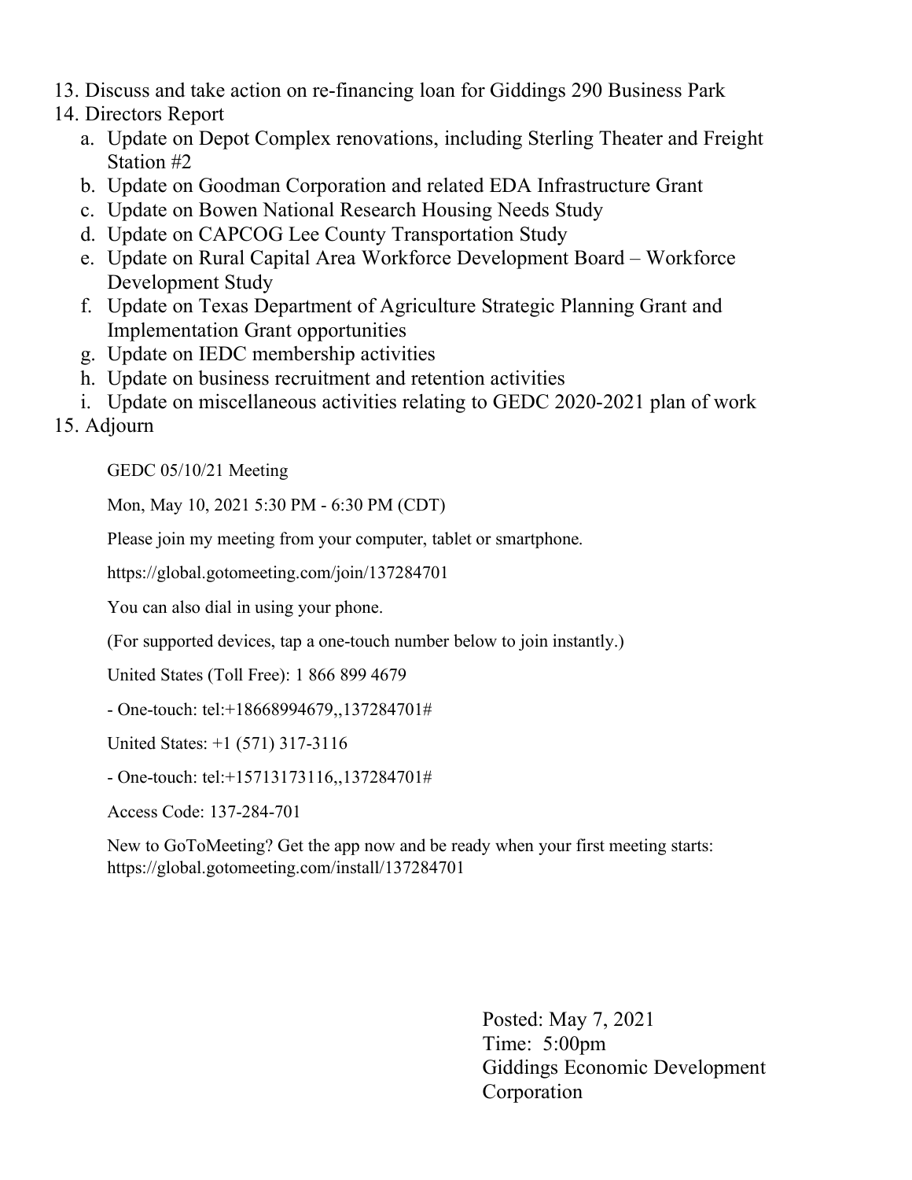13. Discuss and take action on re-financing loan for Giddings 290 Business Park
14. Directors Report
    a. Update on Depot Complex renovations, including Sterling Theater and Freight Station #2
    b. Update on Goodman Corporation and related EDA Infrastructure Grant
    c. Update on Bowen National Research Housing Needs Study
    d. Update on CAPCOG Lee County Transportation Study
    e. Update on Rural Capital Area Workforce Development Board – Workforce Development Study
    f. Update on Texas Department of Agriculture Strategic Planning Grant and Implementation Grant opportunities
    g. Update on IEDC membership activities
    h. Update on business recruitment and retention activities
    i. Update on miscellaneous activities relating to GEDC 2020-2021 plan of work
15. Adjourn

GEDC 05/10/21 Meeting

Mon, May 10, 2021 5:30 PM - 6:30 PM (CDT)

Please join my meeting from your computer, tablet or smartphone.

https://global.gotomeeting.com/join/137284701

You can also dial in using your phone.

(For supported devices, tap a one-touch number below to join instantly.)

United States (Toll Free): 1 866 899 4679

- One-touch: tel:+18668994679,,137284701#

United States: +1 (571) 317-3116

- One-touch: tel:+15713173116,,137284701#

Access Code: 137-284-701

New to GoToMeeting? Get the app now and be ready when your first meeting starts: https://global.gotomeeting.com/install/137284701

Posted: May 7, 2021
Time: 5:00pm
Giddings Economic Development Corporation